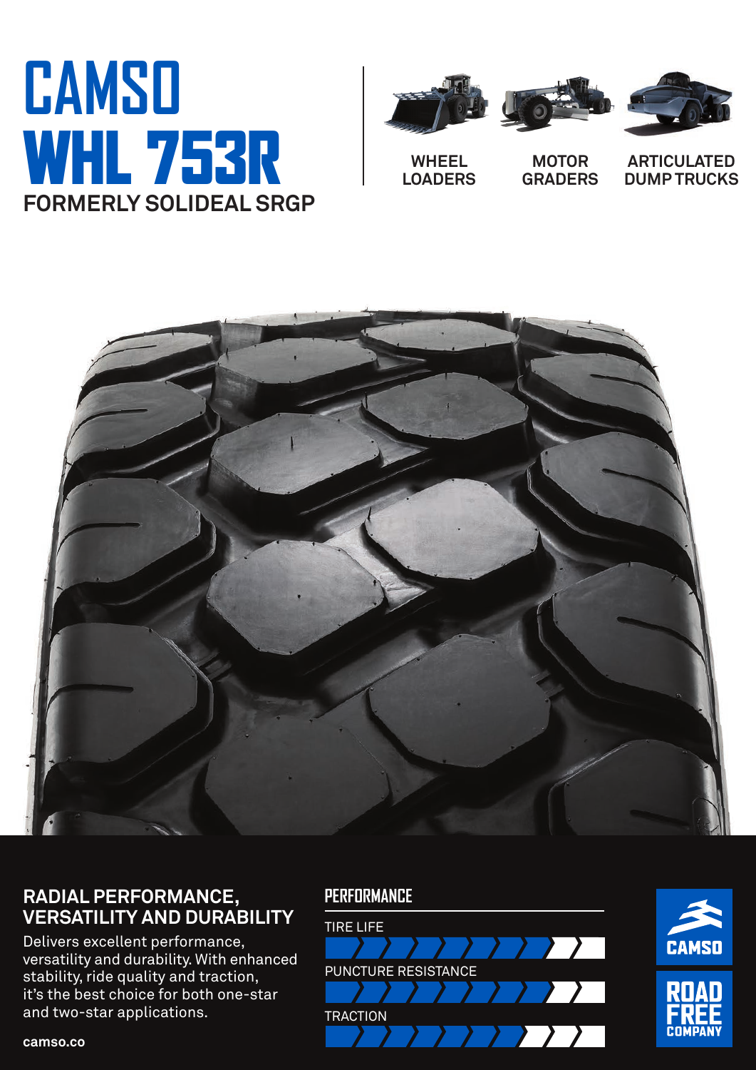# CAMSO
# WHL 753R

**FORMERLY SOLIDEAL SRGP**

WHEEL LOADERS

MOTOR GRADERS

ARTICULATED DUMP TRUCKS

## RADIAL PERFORMANCE, VERSATILITY AND DURABILITY

Delivers excellent performance, versatility and durability. With enhanced stability, ride quality and traction, it's the best choice for both one-star and two-star applications.

camso.co

## PERFORMANCE

TIRE LIFE

PUNCTURE RESISTANCE

TRACTION

CAMSO

ROAD FREE COMPANY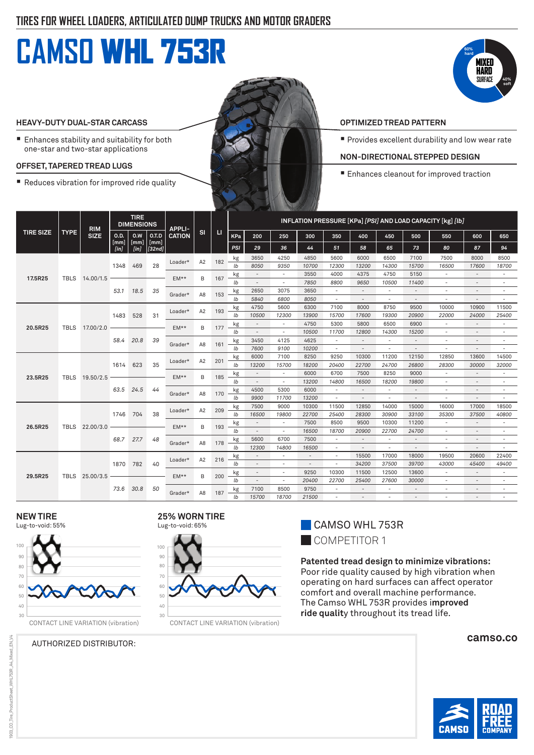TIRES FOR WHEEL LOADERS, ARTICULATED DUMP TRUCKS AND MOTOR GRADERS

# CAMSO WHL 753R

60% hard
MIXED HARD SURFACE
40% soft

### HEAVY-DUTY DUAL-STAR CARCASS

- Enhances stability and suitability for both one-star and two-star applications

### OFFSET, TAPERED TREAD LUGS

- Reduces vibration for improved ride quality

### OPTIMIZED TREAD PATTERN

- Provides excellent durability and low wear rate

### NON-DIRECTIONAL STEPPED DESIGN

- Enhances cleanout for improved traction

| TIRE SIZE | TYPE | RIM SIZE | TIRE DIMENSIONS O.D. [mm] [in] | O.W [mm] [in] | O.T.D [mm] [32nd] | APPLI-CATION | SI | LI | INFLATION PRESSURE [KPa] [PSI] AND LOAD CAPACITY [kg] [lb] | | | | | | | | | | |
|---|---|---|---|---|---|---|---|---|---|---|---|---|---|---|---|---|---|---|---|
| | | | | | | | | | KPa | 200 | 250 | 300 | 350 | 400 | 450 | 500 | 550 | 600 | 650 |
| | | | | | | | | | PSI | 29 | 36 | 44 | 51 | 58 | 65 | 73 | 80 | 87 | 94 |
| 17.5R25 | TBLS | 14.00/1.5 | 1348 | 469 | 28 | Loader* | A2 | 182 | kg | 3650 | 4250 | 4850 | 5600 | 6000 | 6500 | 7100 | 7500 | 8000 | 8500 |
| | | | | | | | | | lb | 8050 | 9350 | 10700 | 12300 | 13200 | 14300 | 15700 | 16500 | 17600 | 18700 |
| | | | | | | EM** | B | 167 | kg | - | - | 3550 | 4000 | 4375 | 4750 | 5150 | - | - | - |
| | | | | | | | | | lb | - | - | 7850 | 8800 | 9650 | 10500 | 11400 | - | - | - |
| | | | 53.1 | 18.5 | 35 | Grader* | A8 | 153 | kg | 2650 | 3075 | 3650 | - | - | - | - | - | - | - |
| | | | | | | | | | lb | 5840 | 6800 | 8050 | - | - | - | - | - | - | - |
| 20.5R25 | TBLS | 17.00/2.0 | 1483 | 528 | 31 | Loader* | A2 | 193 | kg | 4750 | 5600 | 6300 | 7100 | 8000 | 8750 | 9500 | 10000 | 10900 | 11500 |
| | | | | | | | | | lb | 10500 | 12300 | 13900 | 15700 | 17600 | 19300 | 20900 | 22000 | 24000 | 25400 |
| | | | | | | EM** | B | 177 | kg | - | - | 4750 | 5300 | 5800 | 6500 | 6900 | - | - | - |
| | | | | | | | | | lb | - | - | 10500 | 11700 | 12800 | 14300 | 15200 | - | - | - |
| | | | 58.4 | 20.8 | 39 | Grader* | A8 | 161 | kg | 3450 | 4125 | 4625 | - | - | - | - | - | - | - |
| | | | | | | | | | lb | 7600 | 9100 | 10200 | - | - | - | - | - | - | - |
| 23.5R25 | TBLS | 19.50/2.5 | 1614 | 623 | 35 | Loader* | A2 | 201 | kg | 6000 | 7100 | 8250 | 9250 | 10300 | 11200 | 12150 | 12850 | 13600 | 14500 |
| | | | | | | | | | lb | 13200 | 15700 | 18200 | 20400 | 22700 | 24700 | 26800 | 28300 | 30000 | 32000 |
| | | | | | | EM** | B | 185 | kg | - | - | 6000 | 6700 | 7500 | 8250 | 9000 | - | - | - |
| | | | | | | | | | lb | - | - | 13200 | 14800 | 16500 | 18200 | 19800 | - | - | - |
| | | | 63.5 | 24.5 | 44 | Grader* | A8 | 170 | kg | 4500 | 5300 | 6000 | - | - | - | - | - | - | - |
| | | | | | | | | | lb | 9900 | 11700 | 13200 | - | - | - | - | - | - | - |
| 26.5R25 | TBLS | 22.00/3.0 | 1746 | 704 | 38 | Loader* | A2 | 209 | kg | 7500 | 9000 | 10300 | 11500 | 12850 | 14000 | 15000 | 16000 | 17000 | 18500 |
| | | | | | | | | | lb | 16500 | 19800 | 22700 | 25400 | 28300 | 30900 | 33100 | 35300 | 37500 | 40800 |
| | | | | | | EM** | B | 193 | kg | - | - | 7500 | 8500 | 9500 | 10300 | 11200 | - | - | - |
| | | | | | | | | | lb | - | - | 16500 | 18700 | 20900 | 22700 | 24700 | - | - | - |
| | | | 68.7 | 27.7 | 48 | Grader* | A8 | 178 | kg | 5600 | 6700 | 7500 | - | - | - | - | - | - | - |
| | | | | | | | | | lb | 12300 | 14800 | 16500 | - | - | - | - | - | - | - |
| 29.5R25 | TBLS | 25.00/3.5 | 1870 | 782 | 40 | Loader* | A2 | 216 | kg | - | - | - | - | 15500 | 17000 | 18000 | 19500 | 20600 | 22400 |
| | | | | | | | | | lb | - | - | - | - | 34200 | 37500 | 39700 | 43000 | 45400 | 49400 |
| | | | | | | EM** | B | 200 | kg | - | - | 9250 | 10300 | 11500 | 12500 | 13600 | - | - | - |
| | | | | | | | | | lb | - | - | 20400 | 22700 | 25400 | 27600 | 30000 | - | - | - |
| | | | 73.6 | 30.8 | 50 | Grader* | A8 | 187 | kg | 7100 | 8500 | 9750 | - | - | - | - | - | - | - |
| | | | | | | | | | lb | 15700 | 18700 | 21500 | - | - | - | - | - | - | - |

**NEW TIRE**
Lug-to-void: 55%

100
90
80
70
60
50
40
30
CONTACT LINE VARIATION (vibration)

**25% WORN TIRE**
Lug-to-void: 65%

100
90
80
70
60
50
40
30
CONTACT LINE VARIATION (vibration)

CAMSO WHL 753R
COMPETITOR 1

**Patented tread design to minimize vibrations:**
Poor ride quality caused by high vibration when operating on hard surfaces can affect operator comfort and overall machine performance. The Camso WHL 753R provides i**mproved ride qualit**y throughout its tread life.

AUTHORIZED DISTRIBUTOR:

**camso.co**

CAMSO ROAD FREE COMPANY

1903_00_Tire_ProductSheet_WHL753R_A4_Mixed_EN_V4